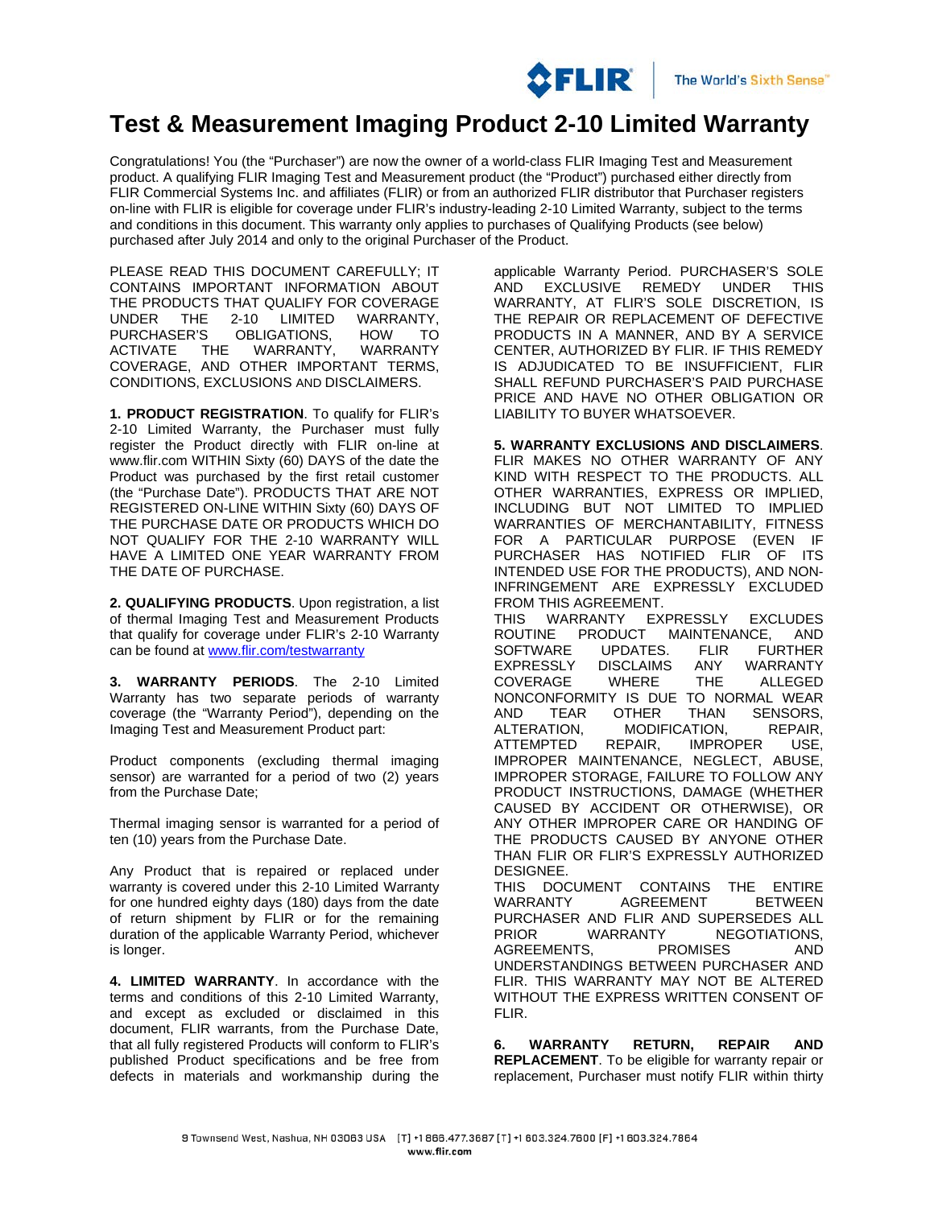# Test & Measurement Imaging Product 2-10 Limited Warranty

Congratulations! You (the "Purchaser") are now the owner of a world-class FLIR Imaging Test and Measurement product. A qualifying FLIR Imaging Test and Measurement product (the "Product") purchased either directly from FLIR Commercial Systems Inc. and affiliates (FLIR) or from an authorized FLIR distributor that Purchaser registers on-line with FLIR is eligible for coverage under FLIR's industry-leading 2-10 Limited Warranty, subject to the terms and conditions in this document. This warranty only applies to purchases of Qualifying Products (see below) purchased after July 2014 and only to the original Purchaser of the Product.

PLEASE READ THIS DOCUMENT CAREFULLY; IT CONTAINS IMPORTANT INFORMATION ABOUT THE PRODUCTS THAT QUALIFY FOR COVERAGE UNDER THE 2-10 LIMITED WARRANTY, PURCHASER'S OBLIGATIONS, HOW TO ACTIVATE THE WARRANTY, WARRANTY COVERAGE, AND OTHER IMPORTANT TERMS, CONDITIONS, EXCLUSIONS AND DISCLAIMERS.

**1. PRODUCT REGISTRATION**. To qualify for FLIR's 2-10 Limited Warranty, the Purchaser must fully register the Product directly with FLIR on-line at www.flir.com WITHIN Sixty (60) DAYS of the date the Product was purchased by the first retail customer (the "Purchase Date"). PRODUCTS THAT ARE NOT REGISTERED ON-LINE WITHIN Sixty (60) DAYS OF THE PURCHASE DATE OR PRODUCTS WHICH DO NOT QUALIFY FOR THE 2-10 WARRANTY WILL HAVE A LIMITED ONE YEAR WARRANTY FROM THE DATE OF PURCHASE.

**2. QUALIFYING PRODUCTS**. Upon registration, a list of thermal Imaging Test and Measurement Products that qualify for coverage under FLIR's 2-10 Warranty can be found at [www.flir.com/testwarranty](www.flir.com/testwarranty)

**3. WARRANTY PERIODS**. The 2-10 Limited Warranty has two separate periods of warranty coverage (the "Warranty Period"), depending on the Imaging Test and Measurement Product part:

Product components (excluding thermal imaging sensor) are warranted for a period of two (2) years from the Purchase Date;

Thermal imaging sensor is warranted for a period of ten (10) years from the Purchase Date.

Any Product that is repaired or replaced under warranty is covered under this 2-10 Limited Warranty for one hundred eighty days (180) days from the date of return shipment by FLIR or for the remaining duration of the applicable Warranty Period, whichever is longer.

**4. LIMITED WARRANTY**. In accordance with the terms and conditions of this 2-10 Limited Warranty, and except as excluded or disclaimed in this document, FLIR warrants, from the Purchase Date, that all fully registered Products will conform to FLIR's published Product specifications and be free from defects in materials and workmanship during the applicable Warranty Period. PURCHASER'S SOLE AND EXCLUSIVE REMEDY UNDER THIS WARRANTY, AT FLIR'S SOLE DISCRETION, IS THE REPAIR OR REPLACEMENT OF DEFECTIVE PRODUCTS IN A MANNER, AND BY A SERVICE CENTER, AUTHORIZED BY FLIR. IF THIS REMEDY IS ADJUDICATED TO BE INSUFFICIENT, FLIR SHALL REFUND PURCHASER'S PAID PURCHASE PRICE AND HAVE NO OTHER OBLIGATION OR LIABILITY TO BUYER WHATSOEVER.

**5. WARRANTY EXCLUSIONS AND DISCLAIMERS**. FLIR MAKES NO OTHER WARRANTY OF ANY KIND WITH RESPECT TO THE PRODUCTS. ALL OTHER WARRANTIES, EXPRESS OR IMPLIED, INCLUDING BUT NOT LIMITED TO IMPLIED WARRANTIES OF MERCHANTABILITY, FITNESS FOR A PARTICULAR PURPOSE (EVEN IF PURCHASER HAS NOTIFIED FLIR OF ITS INTENDED USE FOR THE PRODUCTS), AND NON-INFRINGEMENT ARE EXPRESSLY EXCLUDED FROM THIS AGREEMENT.
THIS WARRANTY EXPRESSLY EXCLUDES ROUTINE PRODUCT MAINTENANCE, AND SOFTWARE UPDATES. FLIR FURTHER EXPRESSLY DISCLAIMS ANY WARRANTY COVERAGE WHERE THE ALLEGED NONCONFORMITY IS DUE TO NORMAL WEAR AND TEAR OTHER THAN SENSORS, ALTERATION, MODIFICATION, REPAIR, ATTEMPTED REPAIR, IMPROPER USE, IMPROPER MAINTENANCE, NEGLECT, ABUSE, IMPROPER STORAGE, FAILURE TO FOLLOW ANY PRODUCT INSTRUCTIONS, DAMAGE (WHETHER CAUSED BY ACCIDENT OR OTHERWISE), OR ANY OTHER IMPROPER CARE OR HANDING OF THE PRODUCTS CAUSED BY ANYONE OTHER THAN FLIR OR FLIR'S EXPRESSLY AUTHORIZED DESIGNEE.
THIS DOCUMENT CONTAINS THE ENTIRE WARRANTY AGREEMENT BETWEEN PURCHASER AND FLIR AND SUPERSEDES ALL PRIOR WARRANTY NEGOTIATIONS, AGREEMENTS, PROMISES AND UNDERSTANDINGS BETWEEN PURCHASER AND FLIR. THIS WARRANTY MAY NOT BE ALTERED WITHOUT THE EXPRESS WRITTEN CONSENT OF FLIR.

**6. WARRANTY RETURN, REPAIR AND REPLACEMENT**. To be eligible for warranty repair or replacement, Purchaser must notify FLIR within thirty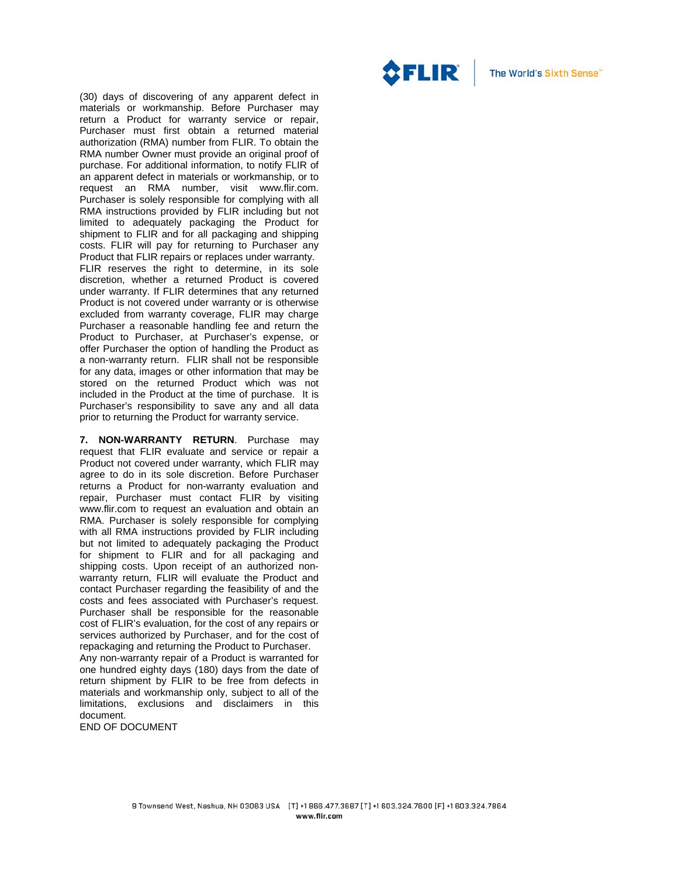(30) days of discovering of any apparent defect in materials or workmanship. Before Purchaser may return a Product for warranty service or repair, Purchaser must first obtain a returned material authorization (RMA) number from FLIR. To obtain the RMA number Owner must provide an original proof of purchase. For additional information, to notify FLIR of an apparent defect in materials or workmanship, or to request an RMA number, visit www.flir.com. Purchaser is solely responsible for complying with all RMA instructions provided by FLIR including but not limited to adequately packaging the Product for shipment to FLIR and for all packaging and shipping costs. FLIR will pay for returning to Purchaser any Product that FLIR repairs or replaces under warranty.
FLIR reserves the right to determine, in its sole discretion, whether a returned Product is covered under warranty. If FLIR determines that any returned Product is not covered under warranty or is otherwise excluded from warranty coverage, FLIR may charge Purchaser a reasonable handling fee and return the Product to Purchaser, at Purchaser's expense, or offer Purchaser the option of handling the Product as a non-warranty return. FLIR shall not be responsible for any data, images or other information that may be stored on the returned Product which was not included in the Product at the time of purchase. It is Purchaser's responsibility to save any and all data prior to returning the Product for warranty service.

**7. NON-WARRANTY RETURN**. Purchase may request that FLIR evaluate and service or repair a Product not covered under warranty, which FLIR may agree to do in its sole discretion. Before Purchaser returns a Product for non-warranty evaluation and repair, Purchaser must contact FLIR by visiting www.flir.com to request an evaluation and obtain an RMA. Purchaser is solely responsible for complying with all RMA instructions provided by FLIR including but not limited to adequately packaging the Product for shipment to FLIR and for all packaging and shipping costs. Upon receipt of an authorized non-warranty return, FLIR will evaluate the Product and contact Purchaser regarding the feasibility of and the costs and fees associated with Purchaser's request. Purchaser shall be responsible for the reasonable cost of FLIR's evaluation, for the cost of any repairs or services authorized by Purchaser, and for the cost of repackaging and returning the Product to Purchaser.
Any non-warranty repair of a Product is warranted for one hundred eighty days (180) days from the date of return shipment by FLIR to be free from defects in materials and workmanship only, subject to all of the limitations, exclusions and disclaimers in this document.
END OF DOCUMENT